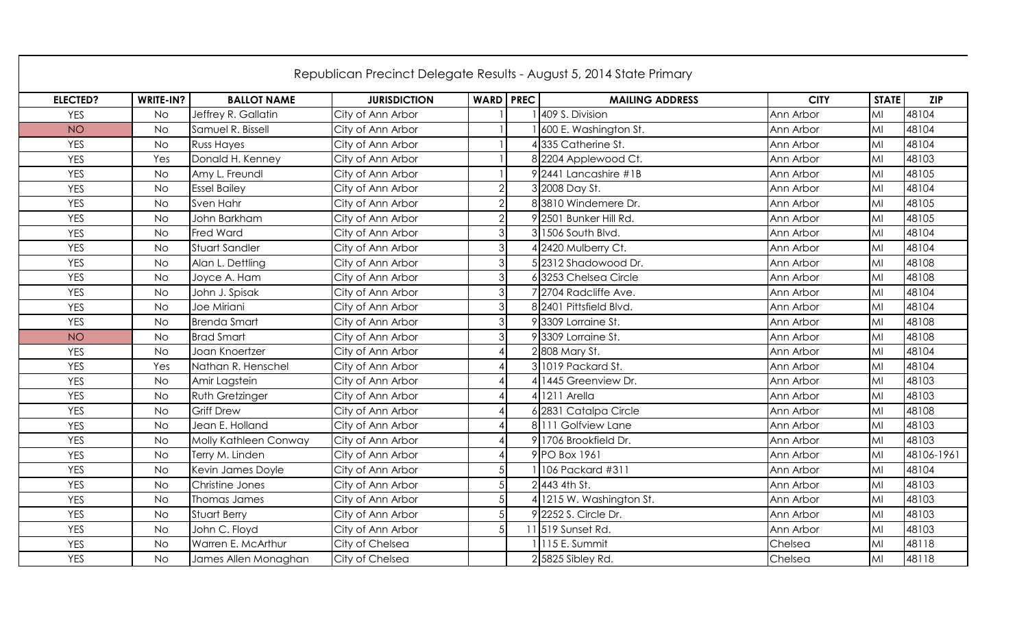# Republican Precinct Delegate Results - August 5, 2014 State Primary

| ELECTED? | WRITE-IN? | BALLOT NAME | JURISDICTION | WARD | PREC | MAILING ADDRESS | CITY | STATE | ZIP |
|---|---|---|---|---|---|---|---|---|---|
| YES | No | Jeffrey R. Gallatin | City of Ann Arbor | 1 | 1 | 409 S. Division | Ann Arbor | MI | 48104 |
| NO | No | Samuel R. Bissell | City of Ann Arbor | 1 | 1 | 600 E. Washington St. | Ann Arbor | MI | 48104 |
| YES | No | Russ Hayes | City of Ann Arbor | 1 | 4 | 335 Catherine St. | Ann Arbor | MI | 48104 |
| YES | Yes | Donald H. Kenney | City of Ann Arbor | 1 | 8 | 2204 Applewood Ct. | Ann Arbor | MI | 48103 |
| YES | No | Amy L. Freundl | City of Ann Arbor | 1 | 9 | 2441 Lancashire #1B | Ann Arbor | MI | 48105 |
| YES | No | Essel Bailey | City of Ann Arbor | 2 | 3 | 2008 Day St. | Ann Arbor | MI | 48104 |
| YES | No | Sven Hahr | City of Ann Arbor | 2 | 8 | 3810 Windemere Dr. | Ann Arbor | MI | 48105 |
| YES | No | John Barkham | City of Ann Arbor | 2 | 9 | 2501 Bunker Hill Rd. | Ann Arbor | MI | 48105 |
| YES | No | Fred Ward | City of Ann Arbor | 3 | 3 | 1506 South Blvd. | Ann Arbor | MI | 48104 |
| YES | No | Stuart Sandler | City of Ann Arbor | 3 | 4 | 2420 Mulberry Ct. | Ann Arbor | MI | 48104 |
| YES | No | Alan L. Dettling | City of Ann Arbor | 3 | 5 | 2312 Shadowood Dr. | Ann Arbor | MI | 48108 |
| YES | No | Joyce A. Ham | City of Ann Arbor | 3 | 6 | 3253 Chelsea Circle | Ann Arbor | MI | 48108 |
| YES | No | John J. Spisak | City of Ann Arbor | 3 | 7 | 2704 Radcliffe Ave. | Ann Arbor | MI | 48104 |
| YES | No | Joe Miriani | City of Ann Arbor | 3 | 8 | 2401 Pittsfield Blvd. | Ann Arbor | MI | 48104 |
| YES | No | Brenda Smart | City of Ann Arbor | 3 | 9 | 3309 Lorraine St. | Ann Arbor | MI | 48108 |
| NO | No | Brad Smart | City of Ann Arbor | 3 | 9 | 3309 Lorraine St. | Ann Arbor | MI | 48108 |
| YES | No | Joan Knoertzer | City of Ann Arbor | 4 | 2 | 808 Mary St. | Ann Arbor | MI | 48104 |
| YES | Yes | Nathan R. Henschel | City of Ann Arbor | 4 | 3 | 1019 Packard St. | Ann Arbor | MI | 48104 |
| YES | No | Amir Lagstein | City of Ann Arbor | 4 | 4 | 1445 Greenview Dr. | Ann Arbor | MI | 48103 |
| YES | No | Ruth Gretzinger | City of Ann Arbor | 4 | 4 | 1211 Arella | Ann Arbor | MI | 48103 |
| YES | No | Griff Drew | City of Ann Arbor | 4 | 6 | 2831 Catalpa Circle | Ann Arbor | MI | 48108 |
| YES | No | Jean E. Holland | City of Ann Arbor | 4 | 8 | 111 Golfview Lane | Ann Arbor | MI | 48103 |
| YES | No | Molly Kathleen Conway | City of Ann Arbor | 4 | 9 | 1706 Brookfield Dr. | Ann Arbor | MI | 48103 |
| YES | No | Terry M. Linden | City of Ann Arbor | 4 | 9 | PO Box 1961 | Ann Arbor | MI | 48106-1961 |
| YES | No | Kevin James Doyle | City of Ann Arbor | 5 | 1 | 106 Packard #311 | Ann Arbor | MI | 48104 |
| YES | No | Christine Jones | City of Ann Arbor | 5 | 2 | 443 4th St. | Ann Arbor | MI | 48103 |
| YES | No | Thomas James | City of Ann Arbor | 5 | 4 | 1215 W. Washington St. | Ann Arbor | MI | 48103 |
| YES | No | Stuart Berry | City of Ann Arbor | 5 | 9 | 2252 S. Circle Dr. | Ann Arbor | MI | 48103 |
| YES | No | John C. Floyd | City of Ann Arbor | 5 | 11 | 519 Sunset Rd. | Ann Arbor | MI | 48103 |
| YES | No | Warren E. McArthur | City of Chelsea | | 1 | 115 E. Summit | Chelsea | MI | 48118 |
| YES | No | James Allen Monaghan | City of Chelsea | | 2 | 5825 Sibley Rd. | Chelsea | MI | 48118 |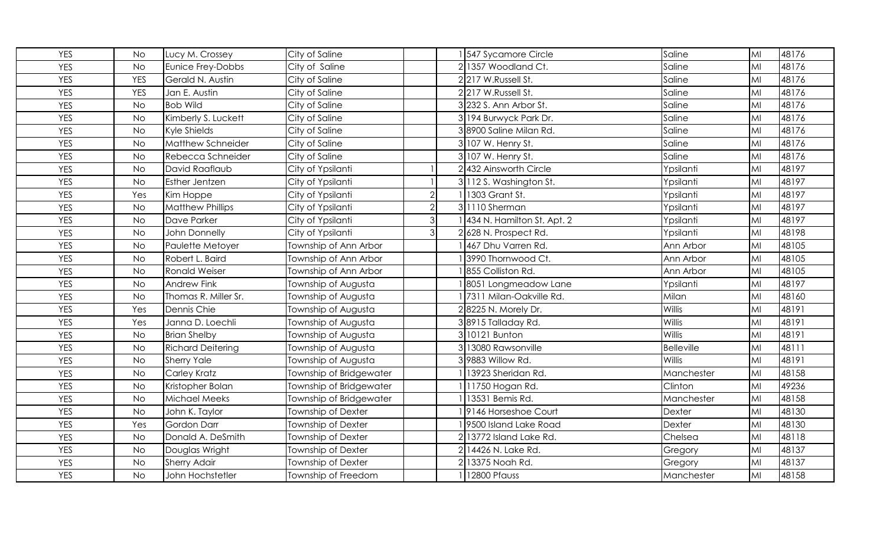| | | | | | | | | | |
|---|---|---|---|---|---|---|---|---|---|
| YES | No | Lucy M. Crossey | City of Saline | | 1 | 547 Sycamore Circle | Saline | MI | 48176 |
| YES | No | Eunice Frey-Dobbs | City of Saline | | 2 | 1357 Woodland Ct. | Saline | MI | 48176 |
| YES | YES | Gerald N. Austin | City of Saline | | 2 | 217 W.Russell St. | Saline | MI | 48176 |
| YES | YES | Jan E. Austin | City of Saline | | 2 | 217 W.Russell St. | Saline | MI | 48176 |
| YES | No | Bob Wild | City of Saline | | 3 | 232 S. Ann Arbor St. | Saline | MI | 48176 |
| YES | No | Kimberly S. Luckett | City of Saline | | 3 | 194 Burwyck Park Dr. | Saline | MI | 48176 |
| YES | No | Kyle Shields | City of Saline | | 3 | 8900 Saline Milan Rd. | Saline | MI | 48176 |
| YES | No | Matthew Schneider | City of Saline | | 3 | 107 W. Henry St. | Saline | MI | 48176 |
| YES | No | Rebecca Schneider | City of Saline | | 3 | 107 W. Henry St. | Saline | MI | 48176 |
| YES | No | David Raaflaub | City of Ypsilanti | 1 | 2 | 432 Ainsworth Circle | Ypsilanti | MI | 48197 |
| YES | No | Esther Jentzen | City of Ypsilanti | 1 | 3 | 112 S. Washington St. | Ypsilanti | MI | 48197 |
| YES | Yes | Kim Hoppe | City of Ypsilanti | 2 | 1 | 1303 Grant St. | Ypsilanti | MI | 48197 |
| YES | No | Matthew Phillips | City of Ypsilanti | 2 | 3 | 1110 Sherman | Ypsilanti | MI | 48197 |
| YES | No | Dave Parker | City of Ypsilanti | 3 | 1 | 434 N. Hamilton St. Apt. 2 | Ypsilanti | MI | 48197 |
| YES | No | John Donnelly | City of Ypsilanti | 3 | 2 | 628 N. Prospect Rd. | Ypsilanti | MI | 48198 |
| YES | No | Paulette Metoyer | Township of Ann Arbor | | 1 | 467 Dhu Varren Rd. | Ann Arbor | MI | 48105 |
| YES | No | Robert L. Baird | Township of Ann Arbor | | 1 | 3990 Thornwood Ct. | Ann Arbor | MI | 48105 |
| YES | No | Ronald Weiser | Township of Ann Arbor | | 1 | 855 Colliston Rd. | Ann Arbor | MI | 48105 |
| YES | No | Andrew Fink | Township of Augusta | | 1 | 8051 Longmeadow Lane | Ypsilanti | MI | 48197 |
| YES | No | Thomas R. Miller Sr. | Township of Augusta | | 1 | 7311 Milan-Oakville Rd. | Milan | MI | 48160 |
| YES | Yes | Dennis Chie | Township of Augusta | | 2 | 8225 N. Morely Dr. | Willis | MI | 48191 |
| YES | Yes | Janna D. Loechli | Township of Augusta | | 3 | 8915 Talladay Rd. | Willis | MI | 48191 |
| YES | No | Brian Shelby | Township of Augusta | | 3 | 10121 Bunton | Willis | MI | 48191 |
| YES | No | Richard Deitering | Township of Augusta | | 3 | 13080 Rawsonville | Belleville | MI | 48111 |
| YES | No | Sherry Yale | Township of Augusta | | 3 | 9883 Willow Rd. | Willis | MI | 48191 |
| YES | No | Carley Kratz | Township of Bridgewater | | 1 | 13923 Sheridan Rd. | Manchester | MI | 48158 |
| YES | No | Kristopher Bolan | Township of Bridgewater | | 1 | 11750 Hogan Rd. | Clinton | MI | 49236 |
| YES | No | Michael Meeks | Township of Bridgewater | | 1 | 13531 Bemis Rd. | Manchester | MI | 48158 |
| YES | No | John K. Taylor | Township of Dexter | | 1 | 9146 Horseshoe Court | Dexter | MI | 48130 |
| YES | Yes | Gordon Darr | Township of Dexter | | 1 | 9500 Island Lake Road | Dexter | MI | 48130 |
| YES | No | Donald A. DeSmith | Township of Dexter | | 2 | 13772 Island Lake Rd. | Chelsea | MI | 48118 |
| YES | No | Douglas Wright | Township of Dexter | | 2 | 14426 N. Lake Rd. | Gregory | MI | 48137 |
| YES | No | Sherry Adair | Township of Dexter | | 2 | 13375 Noah Rd. | Gregory | MI | 48137 |
| YES | No | John Hochstetler | Township of Freedom | | 1 | 12800 Pfauss | Manchester | MI | 48158 |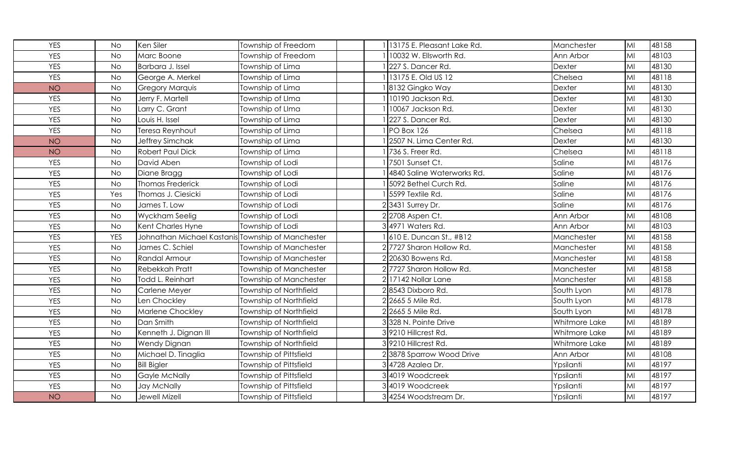| YES | No | Ken Siler | Township of Freedom | | 1 | 13175 E. Pleasant Lake Rd. | Manchester | MI | 48158 |
|---|---|---|---|---|---|---|---|---|---|
| YES | No | Marc Boone | Township of Freedom | | 1 | 10032 W. Ellsworth Rd. | Ann Arbor | MI | 48103 |
| YES | No | Barbara J. Issel | Township of Lima | | 1 | 227 S. Dancer Rd. | Dexter | MI | 48130 |
| YES | No | George A. Merkel | Township of Lima | | 1 | 13175 E. Old US 12 | Chelsea | MI | 48118 |
| NO | No | Gregory Marquis | Township of Lima | | 1 | 8132 Gingko Way | Dexter | MI | 48130 |
| YES | No | Jerry F. Martell | Township of LIma | | 1 | 10190 Jackson Rd. | Dexter | MI | 48130 |
| YES | No | Larry C. Grant | Township of LIma | | 1 | 10067 Jackson Rd. | Dexter | MI | 48130 |
| YES | No | Louis H. Issel | Township of Lima | | 1 | 227 S. Dancer Rd. | Dexter | MI | 48130 |
| YES | No | Teresa Reynhout | Township of Lima | | 1 | PO Box 126 | Chelsea | MI | 48118 |
| NO | No | Jeffrey Simchak | Township of Lima | | 1 | 2507 N. Lima Center Rd. | Dexter | MI | 48130 |
| NO | No | Robert Paul Dick | Township of Lima | | 1 | 736 S. Freer Rd. | Chelsea | MI | 48118 |
| YES | No | David Aben | Township of Lodi | | 1 | 7501 Sunset Ct. | Saline | MI | 48176 |
| YES | No | Diane Bragg | Township of Lodi | | 1 | 4840 Saline Waterworks Rd. | Saline | MI | 48176 |
| YES | No | Thomas Frederick | Township of Lodi | | 1 | 5092 Bethel Curch Rd. | Saline | MI | 48176 |
| YES | Yes | Thomas J. Ciesicki | Township of Lodi | | 1 | 5599 Textile Rd. | Saline | MI | 48176 |
| YES | No | James T. Low | Township of Lodi | | 2 | 3431 Surrey Dr. | Saline | MI | 48176 |
| YES | No | Wyckham Seelig | Township of Lodi | | 2 | 2708 Aspen Ct. | Ann Arbor | MI | 48108 |
| YES | No | Kent Charles Hyne | Township of Lodi | | 3 | 4971 Waters Rd. | Ann Arbor | MI | 48103 |
| YES | YES | Johnathan Michael Kastanis | Township of Manchester | | 1 | 610 E. Duncan St., #B12 | Manchester | MI | 48158 |
| YES | No | James C. Schiel | Township of Manchester | | 2 | 7727 Sharon Hollow Rd. | Manchester | MI | 48158 |
| YES | No | Randal Armour | Township of Manchester | | 2 | 20630 Bowens Rd. | Manchester | MI | 48158 |
| YES | No | Rebekkah Pratt | Township of Manchester | | 2 | 7727 Sharon Hollow Rd. | Manchester | MI | 48158 |
| YES | No | Todd L. Reinhart | Township of Manchester | | 2 | 17142 Nollar Lane | Manchester | MI | 48158 |
| YES | No | Carlene Meyer | Township of Northfield | | 2 | 8543 Dixboro Rd. | South Lyon | MI | 48178 |
| YES | No | Len Chockley | Township of Northfield | | 2 | 2665 5 Mile Rd. | South Lyon | MI | 48178 |
| YES | No | Marlene Chockley | Township of Northfield | | 2 | 2665 5 Mile Rd. | South Lyon | MI | 48178 |
| YES | No | Dan Smith | Township of Northfield | | 3 | 328 N. Pointe Drive | Whitmore Lake | MI | 48189 |
| YES | No | Kenneth J. Dignan III | Township of Northfield | | 3 | 9210 Hillcrest Rd. | Whitmore Lake | MI | 48189 |
| YES | No | Wendy Dignan | Township of Northfield | | 3 | 9210 Hillcrest Rd. | Whitmore Lake | MI | 48189 |
| YES | No | Michael D. Tinaglia | Township of Pittsfield | | 2 | 3878 Sparrow Wood Drive | Ann Arbor | MI | 48108 |
| YES | No | Bill Bigler | Township of Pittsfield | | 3 | 4728 Azalea Dr. | Ypsilanti | MI | 48197 |
| YES | No | Gayle McNally | Township of Pittsfield | | 3 | 4019 Woodcreek | Ypsilanti | MI | 48197 |
| YES | No | Jay McNally | Township of Pittsfield | | 3 | 4019 Woodcreek | Ypsilanti | MI | 48197 |
| NO | No | Jewell Mizell | Township of Pittsfield | | 3 | 4254 Woodstream Dr. | Ypsilanti | MI | 48197 |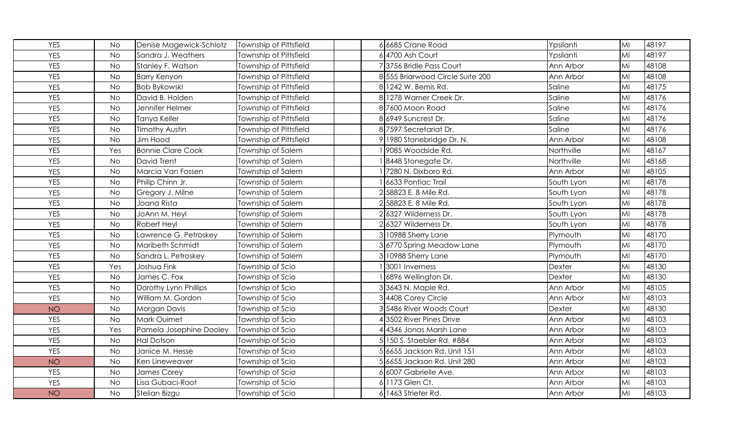| | | | | | | | | | |
|---|---|---|---|---|---|---|---|---|---|
| YES | No | Denise Magewick-Schlotz | Township of Pittsfield | | 6 | 6685 Crane Road | Ypsilanti | MI | 48197 |
| YES | No | Sandra J. Weathers | Township of Pittsfield | | 6 | 4700 Ash Court | Ypsilanti | MI | 48197 |
| YES | No | Stanley F. Watson | Township of Pittsfield | | 7 | 3756 Bridle Pass Court | Ann Arbor | Mi | 48108 |
| YES | No | Barry Kenyon | Township of Pittsfield | | 8 | 555 Briarwood Circle Suite 200 | Ann Arbor | MI | 48108 |
| YES | No | Bob Bykowski | Township of Pittsfield | | 8 | 1242 W. Bemis Rd. | Saline | MI | 48175 |
| YES | No | David B. Holden | Township of Pittsfield | | 8 | 1278 Warner Creek Dr. | Saline | MI | 48176 |
| YES | No | Jennifer Helmer | Township of Pittsfield | | 8 | 7600 Moon Road | Saline | MI | 48176 |
| YES | No | Tanya Keller | Township of Pittsfield | | 8 | 6949 Suncrest Dr. | Saline | MI | 48176 |
| YES | No | Timothy Austin | Township of Pittsfield | | 8 | 7597 Secretariat Dr. | Saline | MI | 48176 |
| YES | No | Jim Hood | Township of Pittsfield | | 9 | 1980 Stonebridge Dr. N. | Ann Arbor | MI | 48108 |
| YES | Yes | Bonnie Clare Cook | Township of Salem | | 1 | 9085 Woodside Rd. | Northville | MI | 48167 |
| YES | No | David Trent | Township of Salem | | 1 | 8448 Stonegate Dr. | Northville | MI | 48168 |
| YES | No | Marcia Van Fossen | Township of Salem | | 1 | 7280 N. Dixboro Rd. | Ann Arbor | MI | 48105 |
| YES | No | Philip Chinn Jr. | Township of Salem | | 1 | 6633 Pontiac Trail | South Lyon | MI | 48178 |
| YES | No | Gregory J. Milne | Township of Salem | | 2 | 58823 E. 8 Mile Rd. | South Lyon | MI | 48178 |
| YES | No | Joana Rista | Township of Salem | | 2 | 58823 E. 8 Mile Rd. | South Lyon | MI | 48178 |
| YES | No | JoAnn M. Heyl | Township of Salem | | 2 | 6327 Wilderness Dr. | South Lyon | MI | 48178 |
| YES | No | Robert Heyl | Township of Salem | | 2 | 6327 Wilderness Dr. | South Lyon | MI | 48178 |
| YES | No | Lawrence G. Petroskey | Township of Salem | | 3 | 10988 Sherry Lane | Plymouth | MI | 48170 |
| YES | No | Maribeth Schmidt | Township of Salem | | 3 | 6770 Spring Meadow Lane | Plymouth | MI | 48170 |
| YES | No | Sandra L. Petroskey | Township of Salem | | 3 | 10988 Sherry Lane | Plymouth | MI | 48170 |
| YES | Yes | Joshua Fink | Township of Scio | | 1 | 3001 Inverness | Dexter | Mi | 48130 |
| YES | No | James C. Fox | Township of Scio | | 1 | 6896 Wellington Dr. | Dexter | MI | 48130 |
| YES | No | Dorothy Lynn Phillips | Township of Scio | | 3 | 3643 N. Maple Rd. | Ann Arbor | MI | 48105 |
| YES | No | William M. Gordon | Township of Scio | | 3 | 4408 Corey Circle | Ann Arbor | MI | 48103 |
| NO | No | Morgan Davis | Township of Scio | | 3 | 5486 River Woods Court | Dexter | MI | 48130 |
| YES | No | Mark Ouimet | Township of Scio | | 4 | 3502 River Pines Drive | Ann Arbor | MI | 48103 |
| YES | Yes | Pamela Josephine Dooley | Township of Scio | | 4 | 4346 Jonas Marsh Lane | Ann Arbor | MI | 48103 |
| YES | No | Hal Dotson | Township of Scio | | 5 | 150 S. Staebler Rd. #884 | Ann Arbor | MI | 48103 |
| YES | No | Janice M. Hesse | Township of Scio | | 5 | 6655 Jackson Rd. Unit 151 | Ann Arbor | MI | 48103 |
| NO | No | Ken Lineweaver | Township of Scio | | 5 | 6655 Jackson Rd. Unit 280 | Ann Arbor | MI | 48103 |
| YES | No | James Corey | Township of Scio | | 6 | 6007 Gabrielle Ave. | Ann Arbor | MI | 48103 |
| YES | No | Lisa Gubaci-Root | Township of Scio | | 6 | 1173 Glen Ct. | Ann Arbor | MI | 48103 |
| NO | No | Stelian Bizgu | Township of Scio | | 6 | 1463 Strieter Rd. | Ann Arbor | MI | 48103 |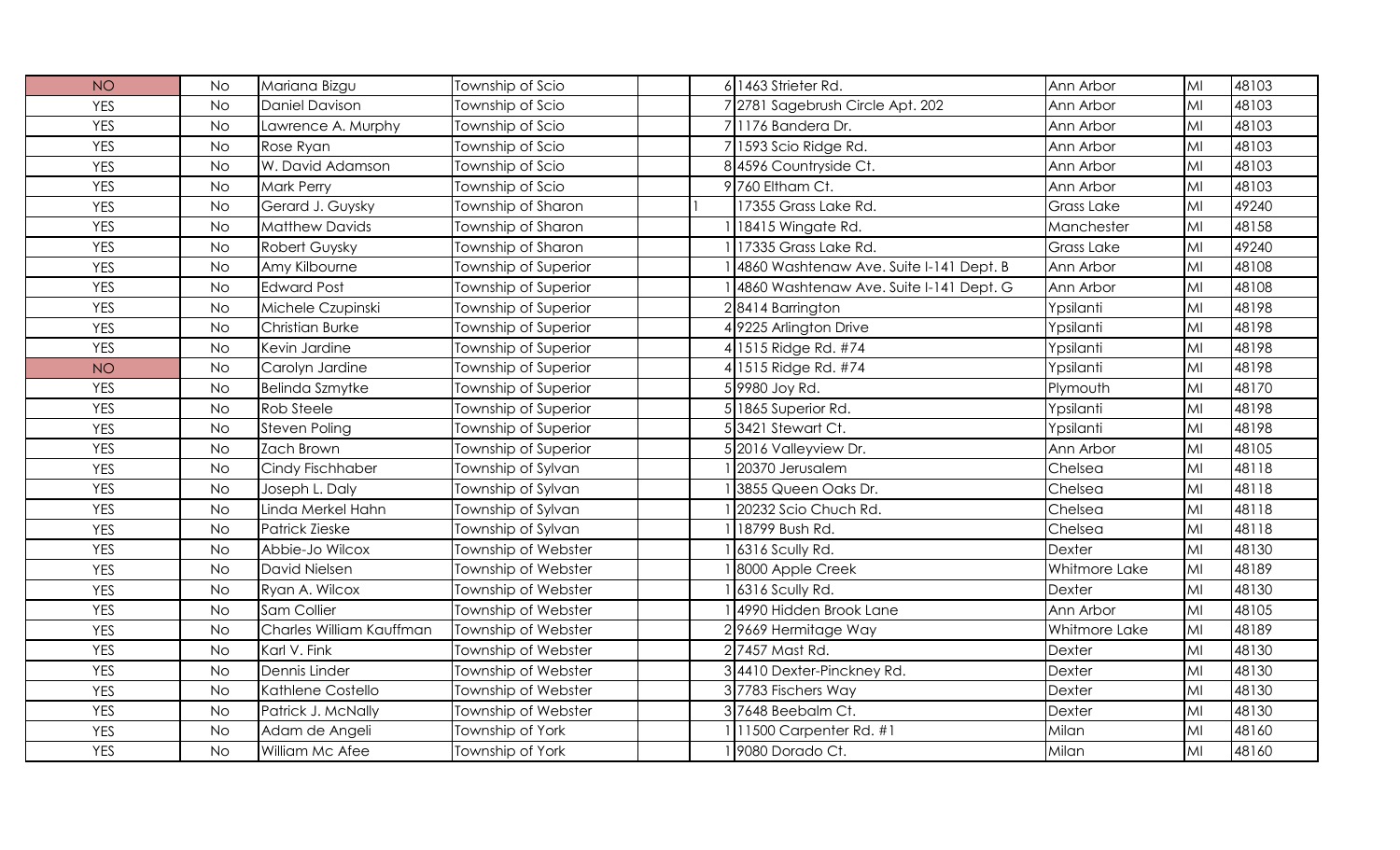| | | | | | | | | | |
|---|---|---|---|---|---|---|---|---|---|
| NO | No | Mariana Bizgu | Township of Scio | | 6 | 1463 Strieter Rd. | Ann Arbor | MI | 48103 |
| YES | No | Daniel Davison | Township of Scio | | 7 | 2781 Sagebrush Circle Apt. 202 | Ann Arbor | MI | 48103 |
| YES | No | Lawrence A. Murphy | Township of Scio | | 7 | 1176 Bandera Dr. | Ann Arbor | MI | 48103 |
| YES | No | Rose Ryan | Township of Scio | | 7 | 1593 Scio Ridge Rd. | Ann Arbor | MI | 48103 |
| YES | No | W. David Adamson | Township of Scio | | 8 | 4596 Countryside Ct. | Ann Arbor | MI | 48103 |
| YES | No | Mark Perry | Township of Scio | | 9 | 760 Eltham Ct. | Ann Arbor | MI | 48103 |
| YES | No | Gerard J. Guysky | Township of Sharon | 1 | | 17355 Grass Lake Rd. | Grass Lake | MI | 49240 |
| YES | No | Matthew Davids | Township of Sharon | | 1 | 18415 Wingate Rd. | Manchester | MI | 48158 |
| YES | No | Robert Guysky | Township of Sharon | | 1 | 17335 Grass Lake Rd. | Grass Lake | MI | 49240 |
| YES | No | Amy Kilbourne | Township of Superior | | 1 | 4860 Washtenaw Ave. Suite I-141 Dept. B | Ann Arbor | MI | 48108 |
| YES | No | Edward Post | Township of Superior | | 1 | 4860 Washtenaw Ave. Suite I-141 Dept. G | Ann Arbor | MI | 48108 |
| YES | No | Michele Czupinski | Township of Superior | | 2 | 8414 Barrington | Ypsilanti | MI | 48198 |
| YES | No | Christian Burke | Township of Superior | | 4 | 9225 Arlington Drive | Ypsilanti | MI | 48198 |
| YES | No | Kevin Jardine | Township of Superior | | 4 | 1515 Ridge Rd. #74 | Ypsilanti | MI | 48198 |
| NO | No | Carolyn Jardine | Township of Superior | | 4 | 1515 Ridge Rd. #74 | Ypsilanti | MI | 48198 |
| YES | No | Belinda Szmytke | Township of Superior | | 5 | 9980 Joy Rd. | Plymouth | MI | 48170 |
| YES | No | Rob Steele | Township of Superior | | 5 | 1865 Superior Rd. | Ypsilanti | MI | 48198 |
| YES | No | Steven Poling | Township of Superior | | 5 | 3421 Stewart Ct. | Ypsilanti | MI | 48198 |
| YES | No | Zach Brown | Township of Superior | | 5 | 2016 Valleyview Dr. | Ann Arbor | MI | 48105 |
| YES | No | Cindy Fischhaber | Township of Sylvan | | 1 | 20370 Jerusalem | Chelsea | MI | 48118 |
| YES | No | Joseph L. Daly | Township of Sylvan | | 1 | 3855 Queen Oaks Dr. | Chelsea | MI | 48118 |
| YES | No | Linda Merkel Hahn | Township of Sylvan | | 1 | 20232 Scio Chuch Rd. | Chelsea | MI | 48118 |
| YES | No | Patrick Zieske | Township of Sylvan | | 1 | 18799 Bush Rd. | Chelsea | MI | 48118 |
| YES | No | Abbie-Jo Wilcox | Township of Webster | | 1 | 6316 Scully Rd. | Dexter | MI | 48130 |
| YES | No | David Nielsen | Township of Webster | | 1 | 8000 Apple Creek | Whitmore Lake | MI | 48189 |
| YES | No | Ryan A. Wilcox | Township of Webster | | 1 | 6316 Scully Rd. | Dexter | MI | 48130 |
| YES | No | Sam Collier | Township of Webster | | 1 | 4990 Hidden Brook Lane | Ann Arbor | MI | 48105 |
| YES | No | Charles William Kauffman | Township of Webster | | 2 | 9669 Hermitage Way | Whitmore Lake | MI | 48189 |
| YES | No | Karl V. Fink | Township of Webster | | 2 | 7457 Mast Rd. | Dexter | MI | 48130 |
| YES | No | Dennis Linder | Township of Webster | | 3 | 4410 Dexter-Pinckney Rd. | Dexter | MI | 48130 |
| YES | No | Kathlene Costello | Township of Webster | | 3 | 7783 Fischers Way | Dexter | MI | 48130 |
| YES | No | Patrick J. McNally | Township of Webster | | 3 | 7648 Beebalm Ct. | Dexter | MI | 48130 |
| YES | No | Adam de Angeli | Township of York | | 1 | 11500 Carpenter Rd. #1 | Milan | MI | 48160 |
| YES | No | William Mc Afee | Township of York | | 1 | 9080 Dorado Ct. | Milan | MI | 48160 |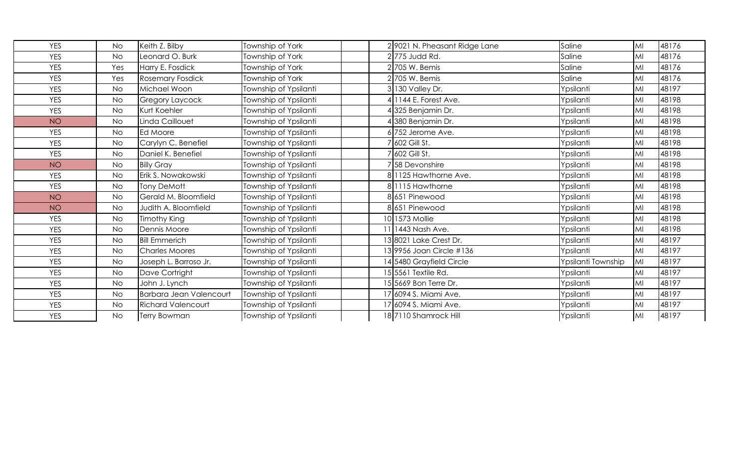| | | | | | | | | | |
|---|---|---|---|---|---|---|---|---|---|
| YES | No | Keith Z. Bilby | Township of York | | 2 | 9021 N. Pheasant Ridge Lane | Saline | MI | 48176 |
| YES | No | Leonard O. Burk | Township of York | | 2 | 775 Judd Rd. | Saline | MI | 48176 |
| YES | Yes | Harry E. Fosdick | Township of York | | 2 | 705 W. Bemis | Saline | MI | 48176 |
| YES | Yes | Rosemary Fosdick | Township of York | | 2 | 705 W. Bemis | Saline | MI | 48176 |
| YES | No | Michael Woon | Township of Ypsilanti | | 3 | 130 Valley Dr. | Ypsilanti | MI | 48197 |
| YES | No | Gregory Laycock | Township of Ypsilanti | | 4 | 1144 E. Forest Ave. | Ypsilanti | MI | 48198 |
| YES | No | Kurt Koehler | Township of Ypsilanti | | 4 | 325 Benjamin Dr. | Ypsilanti | MI | 48198 |
| NO | No | Linda Caillouet | Township of Ypsilanti | | 4 | 380 Benjamin Dr. | Ypsilanti | MI | 48198 |
| YES | No | Ed Moore | Township of Ypsilanti | | 6 | 752 Jerome Ave. | Ypsilanti | MI | 48198 |
| YES | No | Carylyn C. Benefiel | Township of Ypsilanti | | 7 | 602 Gill St. | Ypsilanti | MI | 48198 |
| YES | No | Daniel K. Benefiel | Township of Ypsilanti | | 7 | 602 Gill St. | Ypsilanti | MI | 48198 |
| NO | No | Billy Gray | Township of Ypsilanti | | 7 | 58 Devonshire | Ypsilanti | MI | 48198 |
| YES | No | Erik S. Nowakowski | Township of Ypsilanti | | 8 | 1125 Hawthorne Ave. | Ypsilanti | MI | 48198 |
| YES | No | Tony DeMott | Township of Ypsilanti | | 8 | 1115 Hawthorne | Ypsilanti | MI | 48198 |
| NO | No | Gerald M. Bloomfield | Township of Ypsilanti | | 8 | 651 Pinewood | Ypsilanti | MI | 48198 |
| NO | No | Judith A. Bloomfield | Township of Ypsilanti | | 8 | 651 Pinewood | Ypsilanti | MI | 48198 |
| YES | No | Timothy King | Township of Ypsilanti | | 10 | 1573 Mollie | Ypsilanti | MI | 48198 |
| YES | No | Dennis Moore | Township of Ypsilanti | | 11 | 1443 Nash Ave. | Ypsilanti | MI | 48198 |
| YES | No | Bill Emmerich | Township of Ypsilanti | | 13 | 8021 Lake Crest Dr. | Ypsilanti | MI | 48197 |
| YES | No | Charles Moores | Township of Ypsilanti | | 13 | 9956 Joan Circle #136 | Ypsilanti | MI | 48197 |
| YES | No | Joseph L. Barroso Jr. | Township of Ypsilanti | | 14 | 5480 Grayfield Circle | Ypsilanti Township | MI | 48197 |
| YES | No | Dave Cortright | Township of Ypsilanti | | 15 | 5561 Textile Rd. | Ypsilanti | MI | 48197 |
| YES | No | John J. Lynch | Township of Ypsilanti | | 15 | 5669 Bon Terre Dr. | Ypsilanti | MI | 48197 |
| YES | No | Barbara Jean Valencourt | Township of Ypsilanti | | 17 | 6094 S. Miami Ave. | Ypsilanti | MI | 48197 |
| YES | No | Richard Valencourt | Township of Ypsilanti | | 17 | 6094 S. Miami Ave. | Ypsilanti | MI | 48197 |
| YES | No | Terry Bowman | Township of Ypsilanti | | 18 | 7110 Shamrock Hill | Ypsilanti | MI | 48197 |